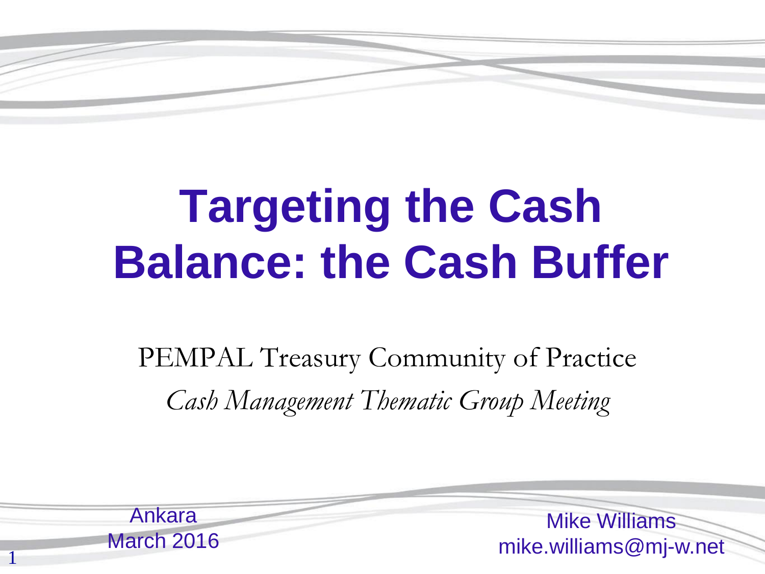# Targeting the Cash Balance: the Cash Buffer

PEMPAL Treasury Community of Practice

*Cash Management Thematic Group Meeting*

Ankara
March 2016

Mike Williams
mike.williams@mj-w.net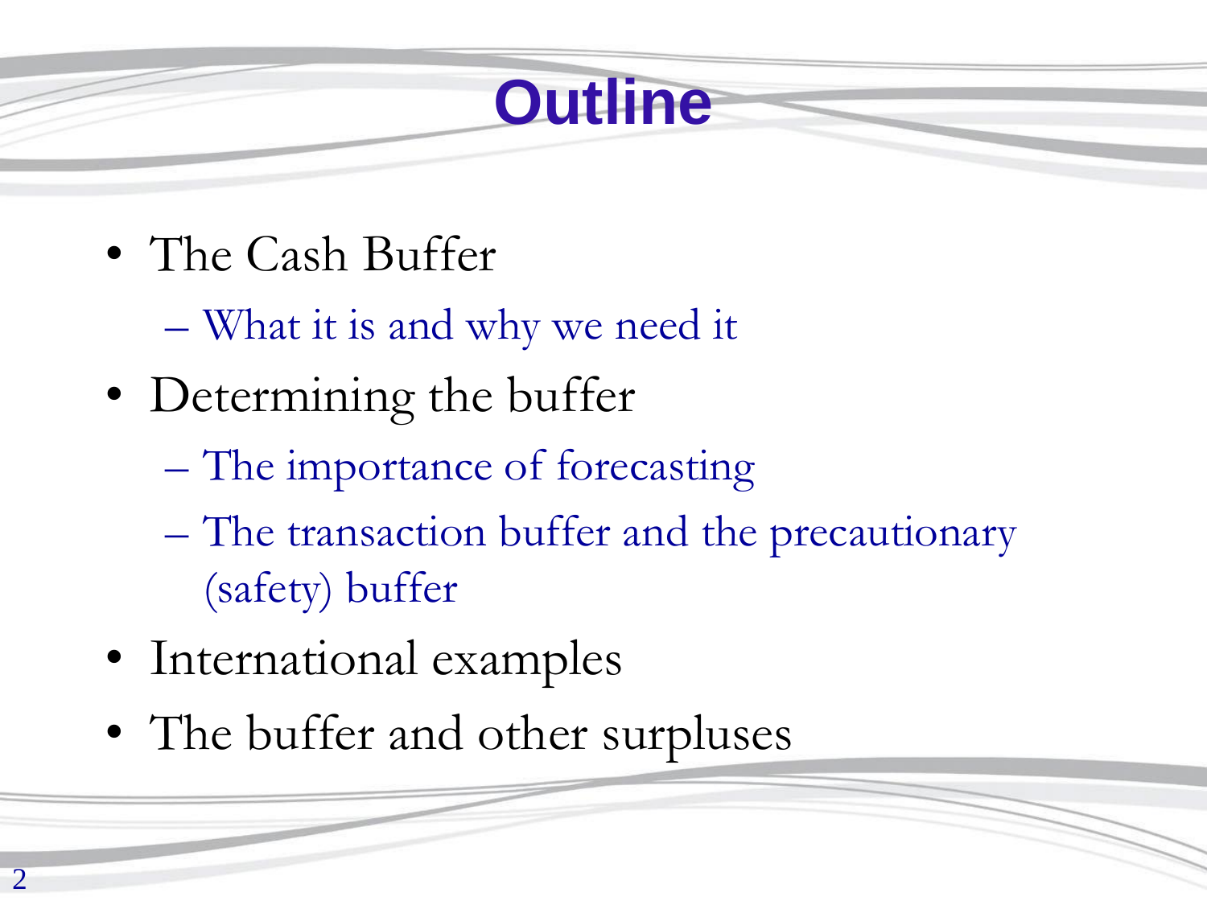# Outline

- The Cash Buffer
  - What it is and why we need it
- Determining the buffer
  - The importance of forecasting
  - The transaction buffer and the precautionary (safety) buffer
- International examples
- The buffer and other surpluses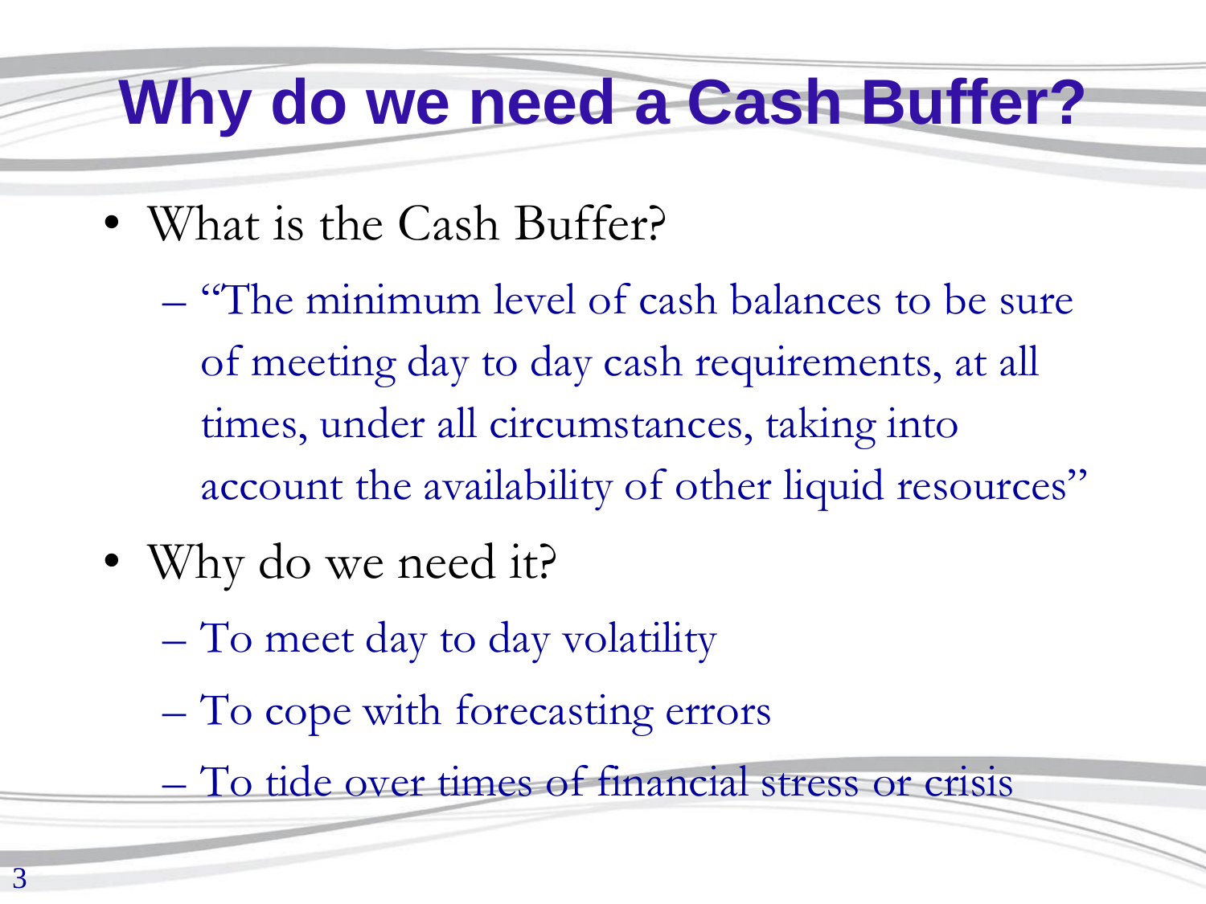# Why do we need a Cash Buffer?

- What is the Cash Buffer?
  - "The minimum level of cash balances to be sure of meeting day to day cash requirements, at all times, under all circumstances, taking into account the availability of other liquid resources"
- Why do we need it?
  - To meet day to day volatility
  - To cope with forecasting errors
  - To tide over times of financial stress or crisis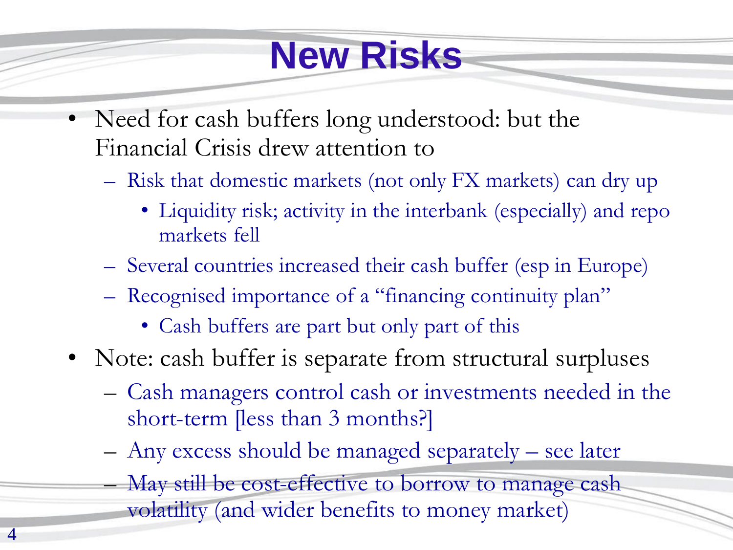# New Risks

- Need for cash buffers long understood: but the Financial Crisis drew attention to
  - Risk that domestic markets (not only FX markets) can dry up
    - Liquidity risk; activity in the interbank (especially) and repo markets fell
  - Several countries increased their cash buffer (esp in Europe)
  - Recognised importance of a "financing continuity plan"
    - Cash buffers are part but only part of this
- Note: cash buffer is separate from structural surpluses
  - Cash managers control cash or investments needed in the short-term [less than 3 months?]
  - Any excess should be managed separately – see later
  - May still be cost-effective to borrow to manage cash volatility (and wider benefits to money market)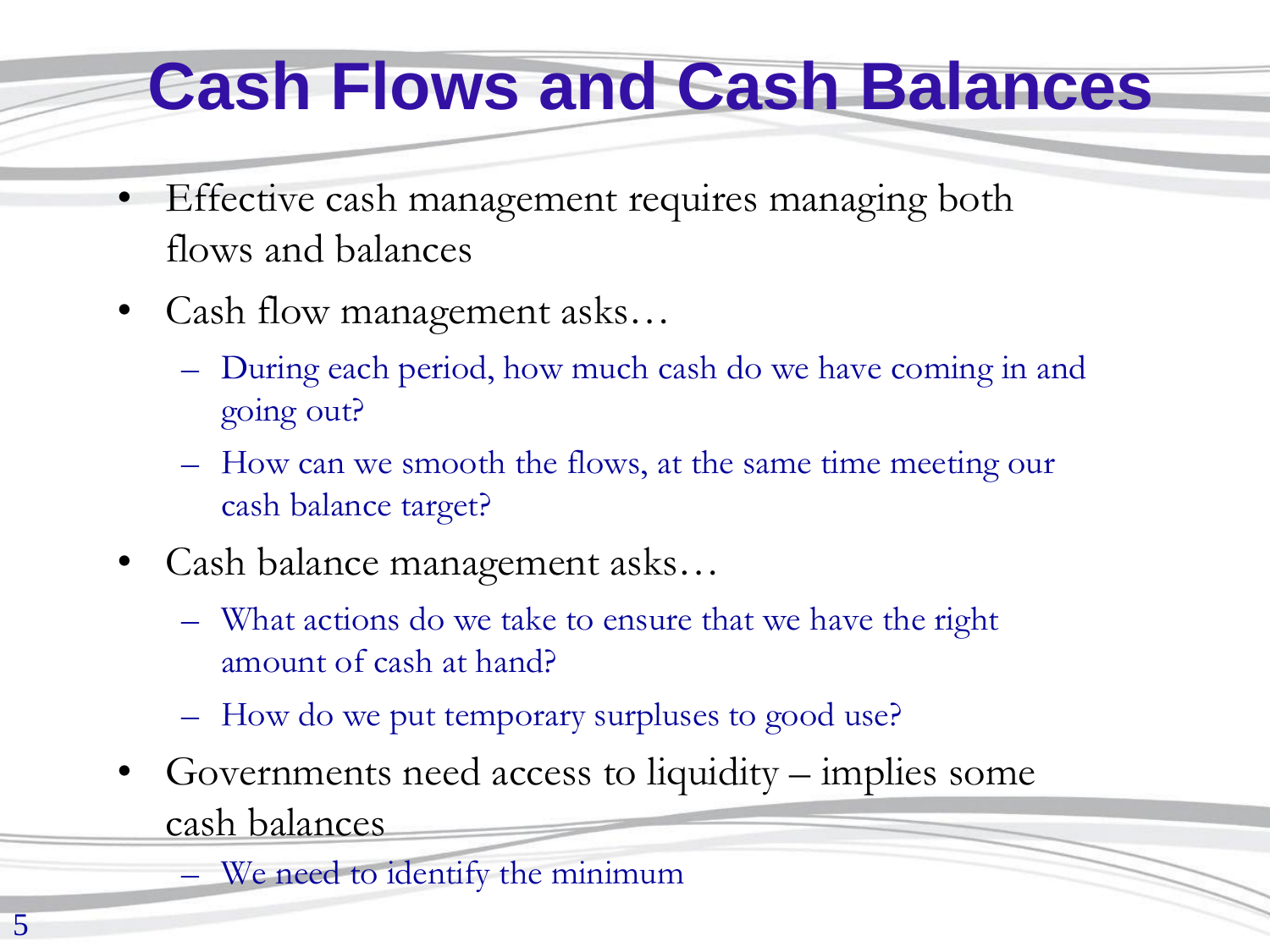# Cash Flows and Cash Balances

- Effective cash management requires managing both flows and balances
- Cash flow management asks…
  - During each period, how much cash do we have coming in and going out?
  - How can we smooth the flows, at the same time meeting our cash balance target?
- Cash balance management asks…
  - What actions do we take to ensure that we have the right amount of cash at hand?
  - How do we put temporary surpluses to good use?
- Governments need access to liquidity – implies some cash balances
  - We need to identify the minimum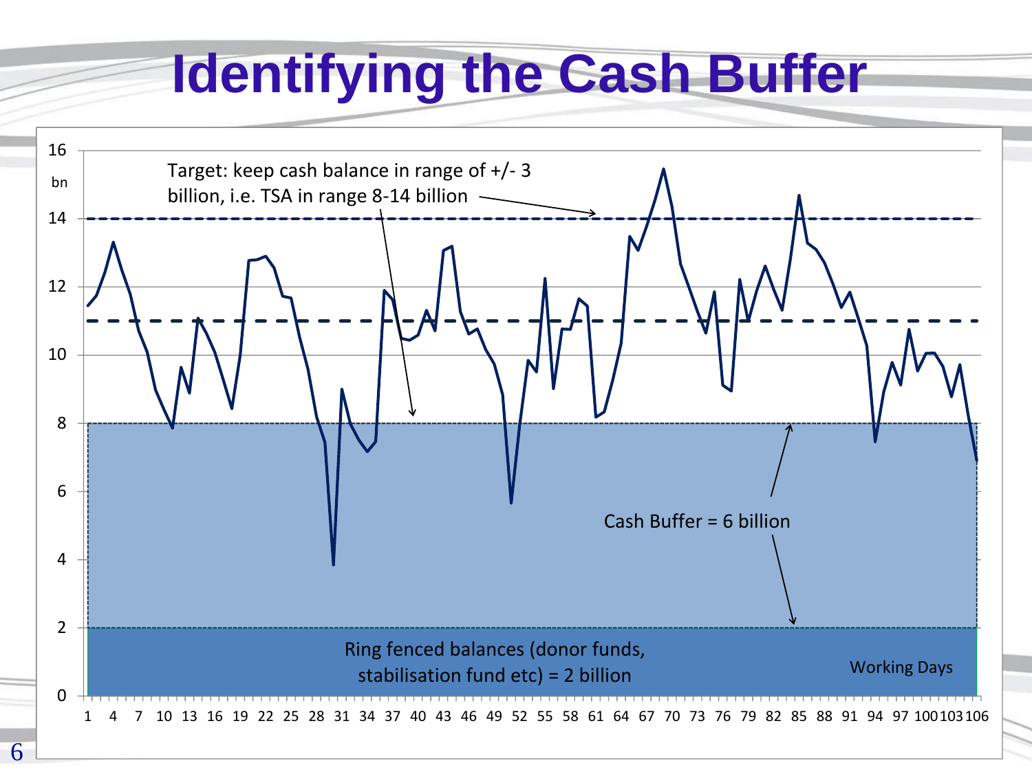# Identifying the Cash Buffer

Target: keep cash balance in range of +/- 3 billion, i.e. TSA in range 8-14 billion

Cash Buffer = 6 billion

Ring fenced balances (donor funds, stabilisation fund etc) = 2 billion

Working Days

bn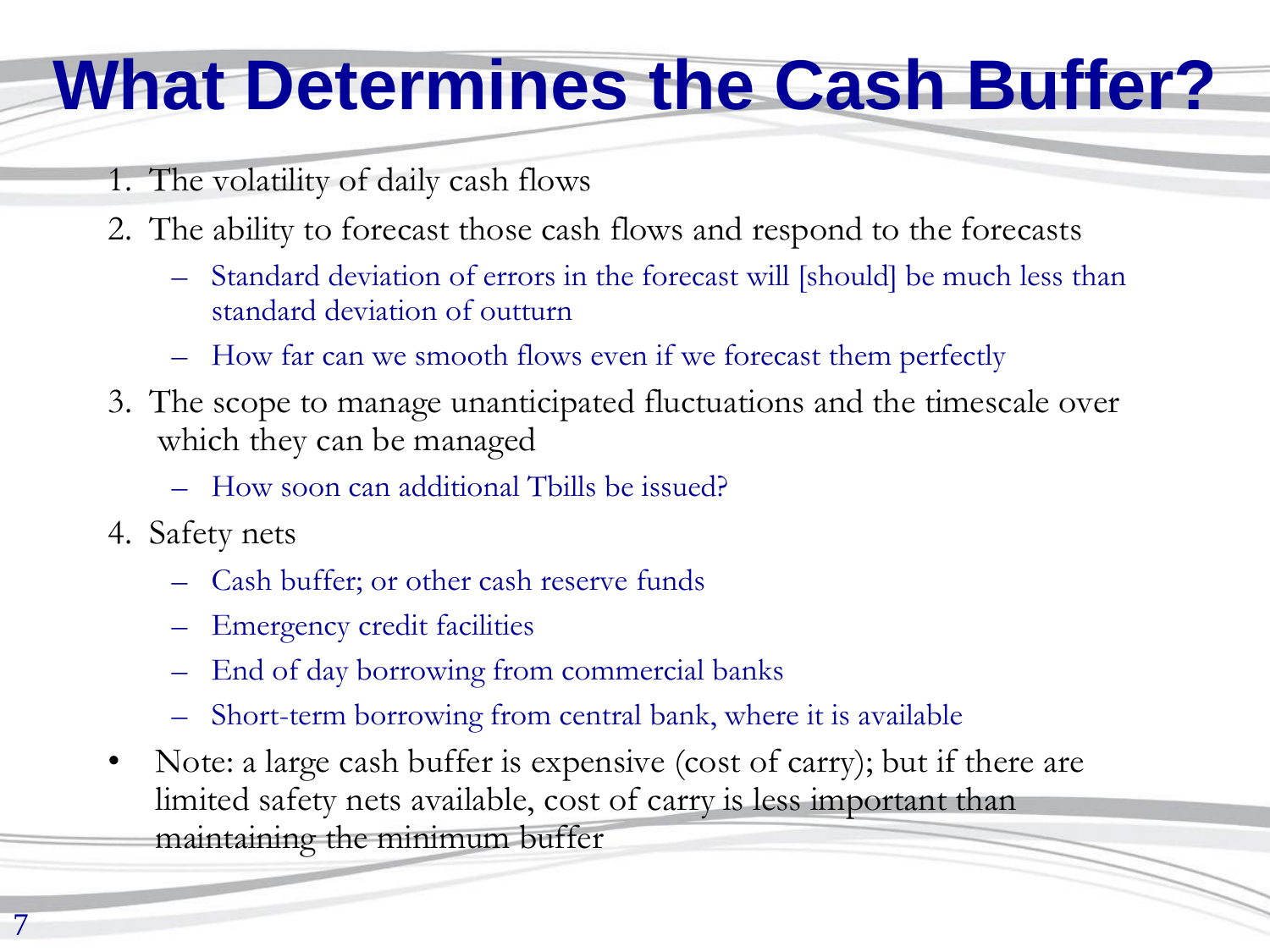# What Determines the Cash Buffer?

1. The volatility of daily cash flows
2. The ability to forecast those cash flows and respond to the forecasts
   - Standard deviation of errors in the forecast will [should] be much less than standard deviation of outturn
   - How far can we smooth flows even if we forecast them perfectly
3. The scope to manage unanticipated fluctuations and the timescale over which they can be managed
   - How soon can additional Tbills be issued?
4. Safety nets
   - Cash buffer; or other cash reserve funds
   - Emergency credit facilities
   - End of day borrowing from commercial banks
   - Short-term borrowing from central bank, where it is available

- Note: a large cash buffer is expensive (cost of carry); but if there are limited safety nets available, cost of carry is less important than maintaining the minimum buffer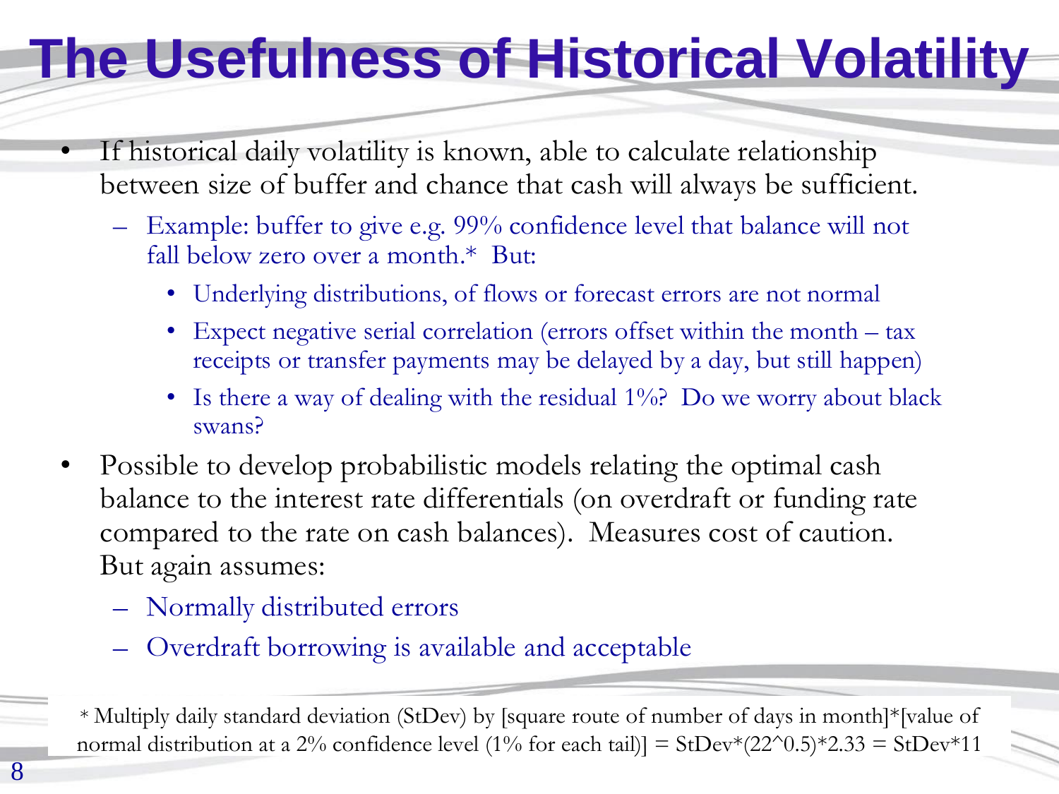# The Usefulness of Historical Volatility

- If historical daily volatility is known, able to calculate relationship between size of buffer and chance that cash will always be sufficient.
  - Example: buffer to give e.g. 99% confidence level that balance will not fall below zero over a month.* But:
    - Underlying distributions, of flows or forecast errors are not normal
    - Expect negative serial correlation (errors offset within the month – tax receipts or transfer payments may be delayed by a day, but still happen)
    - Is there a way of dealing with the residual 1%? Do we worry about black swans?
- Possible to develop probabilistic models relating the optimal cash balance to the interest rate differentials (on overdraft or funding rate compared to the rate on cash balances). Measures cost of caution. But again assumes:
  - Normally distributed errors
  - Overdraft borrowing is available and acceptable

\* Multiply daily standard deviation (StDev) by [square route of number of days in month]*[value of normal distribution at a 2% confidence level (1% for each tail)] = StDev*(22^0.5)*2.33 = StDev*11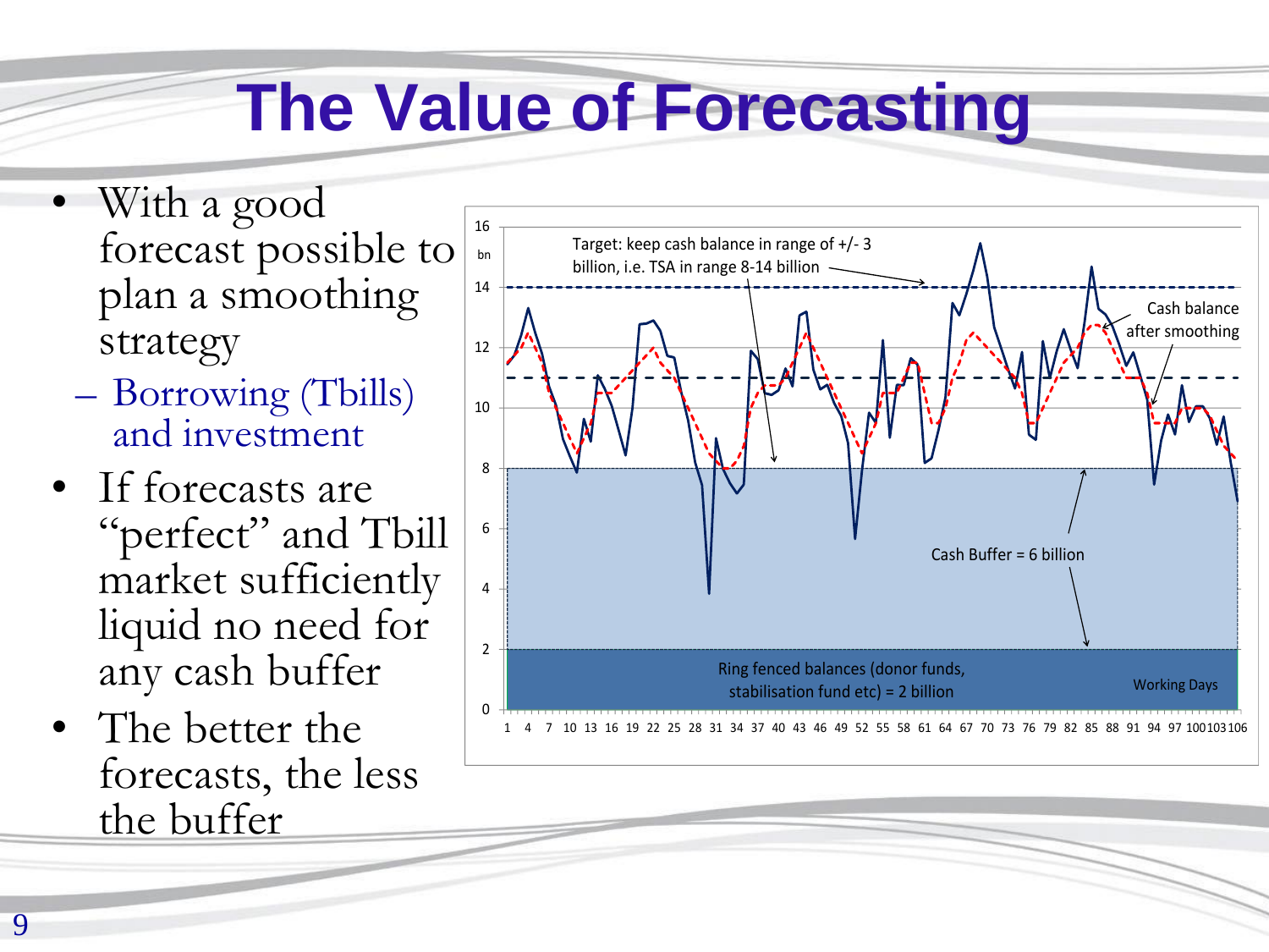# The Value of Forecasting

- With a good forecast possible to plan a smoothing strategy
  - Borrowing (Tbills) and investment
- If forecasts are "perfect" and Tbill market sufficiently liquid no need for any cash buffer
- The better the forecasts, the less the buffer

Target: keep cash balance in range of +/- 3 billion, i.e. TSA in range 8-14 billion

Cash balance after smoothing

Cash Buffer = 6 billion

Ring fenced balances (donor funds, stabilisation fund etc) = 2 billion

Working Days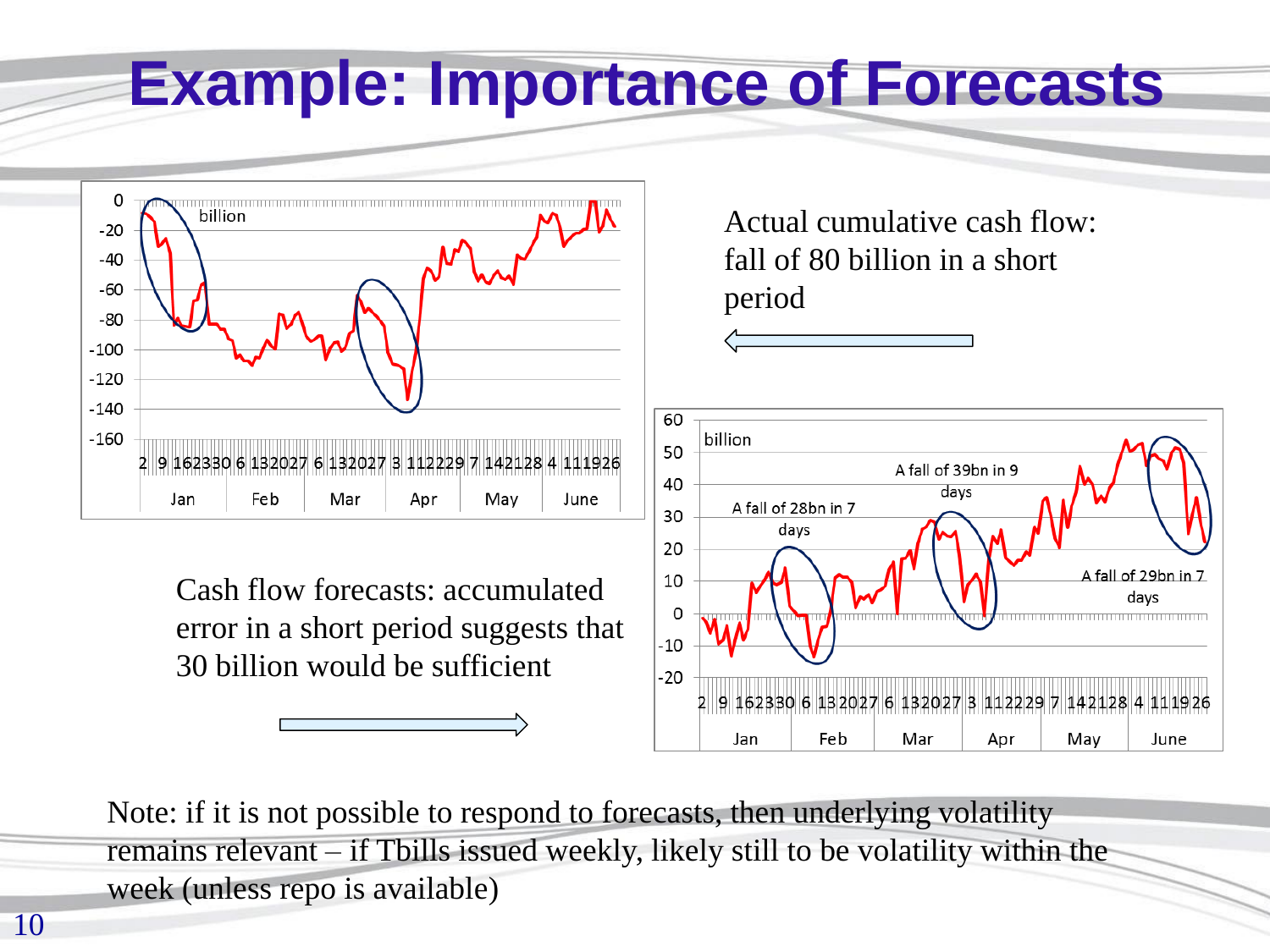# Example: Importance of Forecasts

Actual cumulative cash flow: fall of 80 billion in a short period

Cash flow forecasts: accumulated error in a short period suggests that 30 billion would be sufficient

Note: if it is not possible to respond to forecasts, then underlying volatility remains relevant – if Tbills issued weekly, likely still to be volatility within the week (unless repo is available)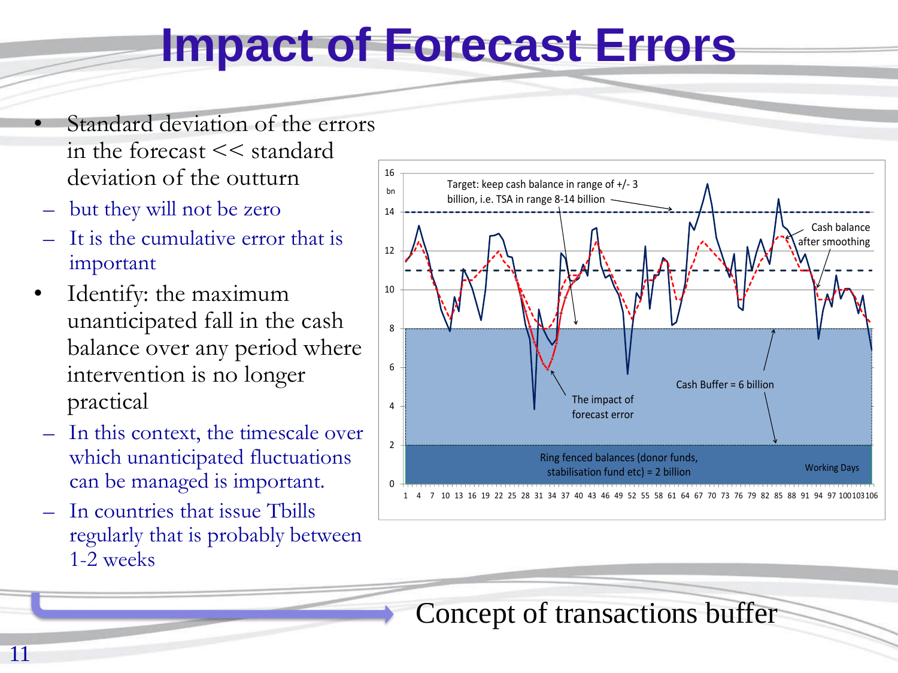# Impact of Forecast Errors

- Standard deviation of the errors in the forecast << standard deviation of the outturn
  - but they will not be zero
  - It is the cumulative error that is important
- Identify: the maximum unanticipated fall in the cash balance over any period where intervention is no longer practical
  - In this context, the timescale over which unanticipated fluctuations can be managed is important.
  - In countries that issue Tbills regularly that is probably between 1-2 weeks

Target: keep cash balance in range of +/- 3 billion, i.e. TSA in range 8-14 billion

Cash balance after smoothing

The impact of forecast error

Cash Buffer = 6 billion

Ring fenced balances (donor funds, stabilisation fund etc) = 2 billion

Working Days

Concept of transactions buffer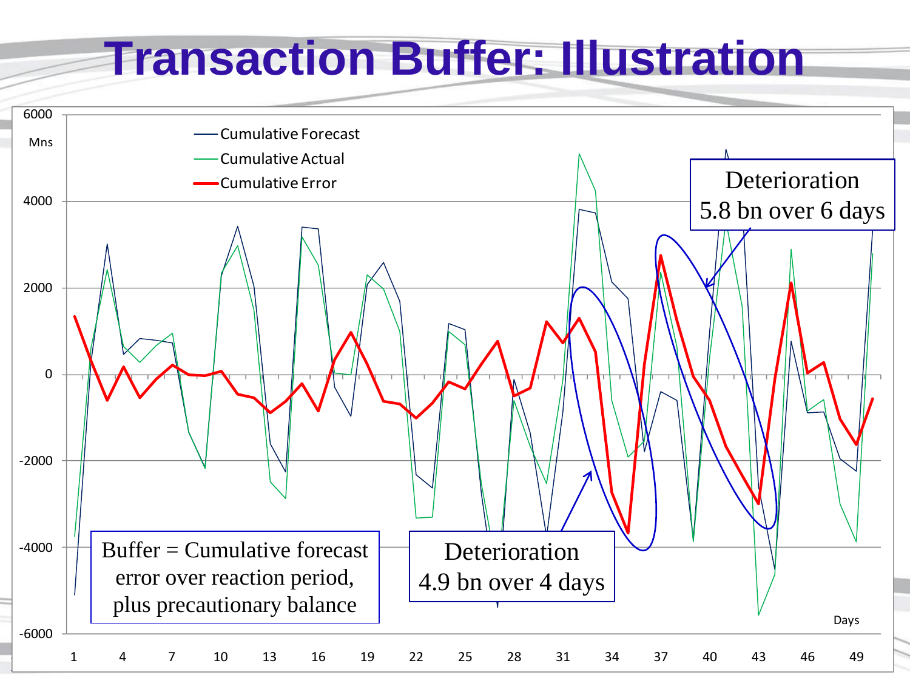# Transaction Buffer: Illustration

6000
Mns

4000

2000

0

-2000

-4000

-6000

1 4 7 10 13 16 19 22 25 28 31 34 37 40 43 46 49

Days

Cumulative Forecast
Cumulative Actual
Cumulative Error

Deterioration
5.8 bn over 6 days

Deterioration
4.9 bn over 4 days

Buffer = Cumulative forecast error over reaction period, plus precautionary balance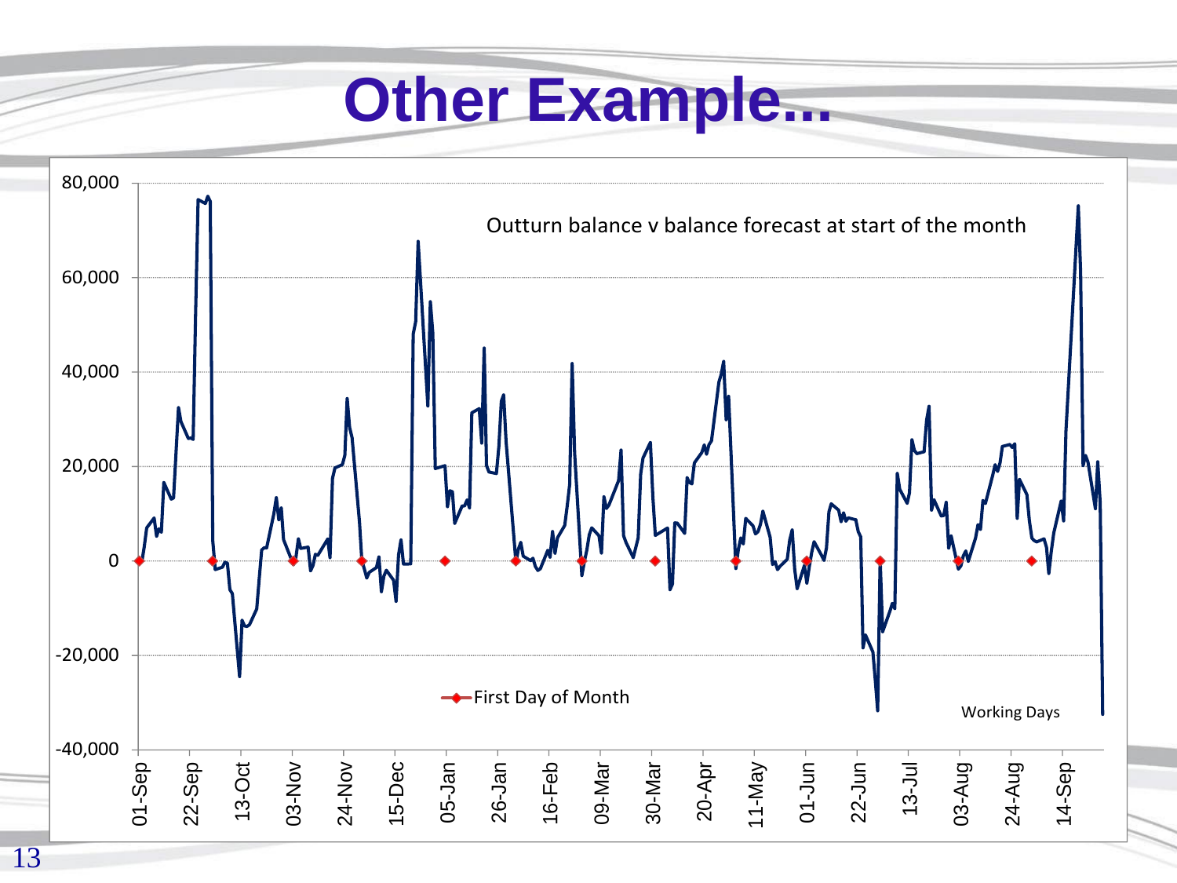# Other Example...

Outturn balance v balance forecast at start of the month

80,000
60,000
40,000
20,000
0
-20,000
-40,000

First Day of Month

Working Days

01-Sep 22-Sep 13-Oct 03-Nov 24-Nov 15-Dec 05-Jan 26-Jan 16-Feb 09-Mar 30-Mar 20-Apr 11-May 01-Jun 22-Jun 13-Jul 03-Aug 24-Aug 14-Sep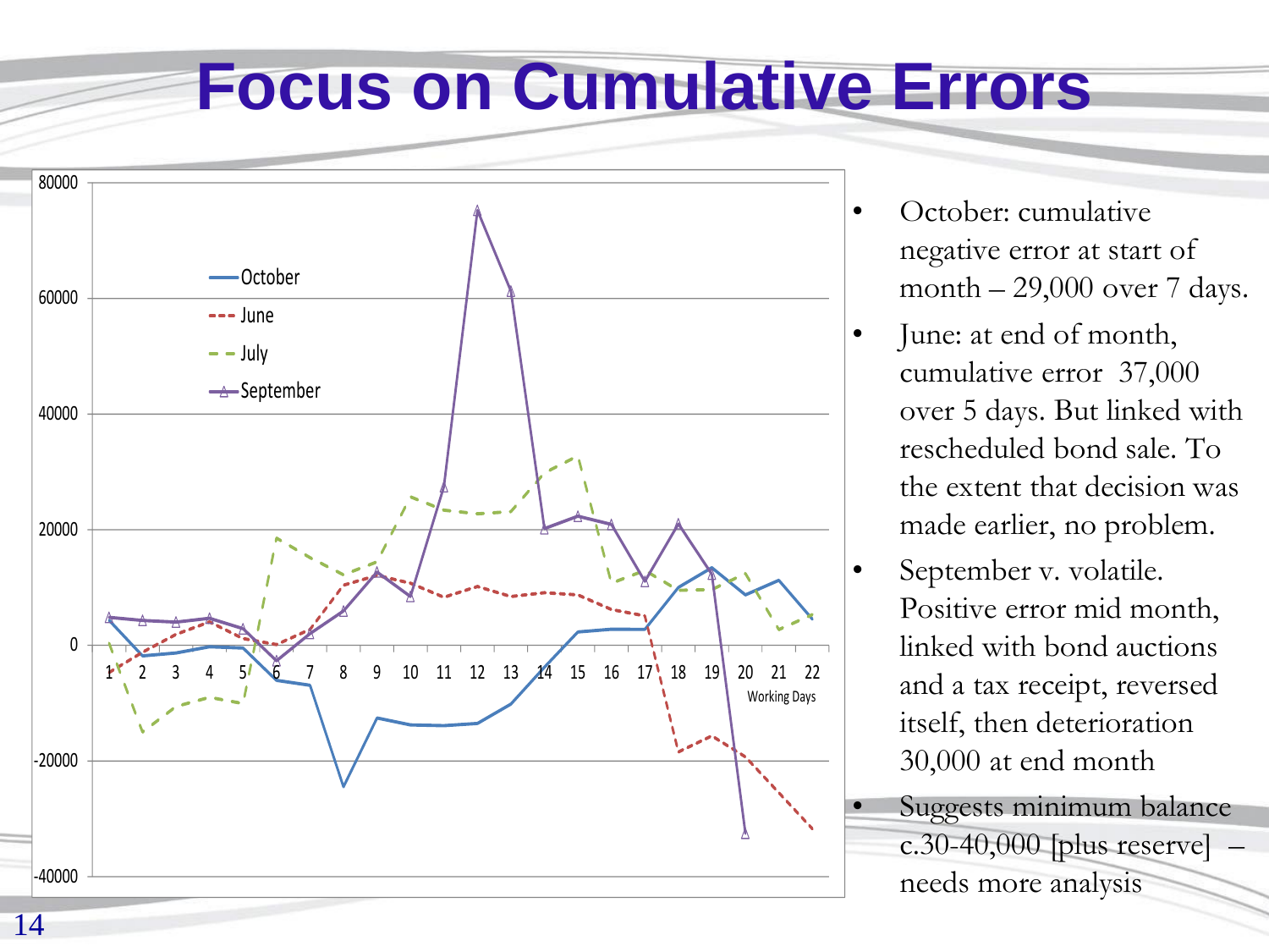# Focus on Cumulative Errors

- October: cumulative negative error at start of month – 29,000 over 7 days.
- June: at end of month, cumulative error 37,000 over 5 days. But linked with rescheduled bond sale. To the extent that decision was made earlier, no problem.
- September v. volatile. Positive error mid month, linked with bond auctions and a tax receipt, reversed itself, then deterioration 30,000 at end month
- Suggests minimum balance c.30-40,000 [plus reserve] – needs more analysis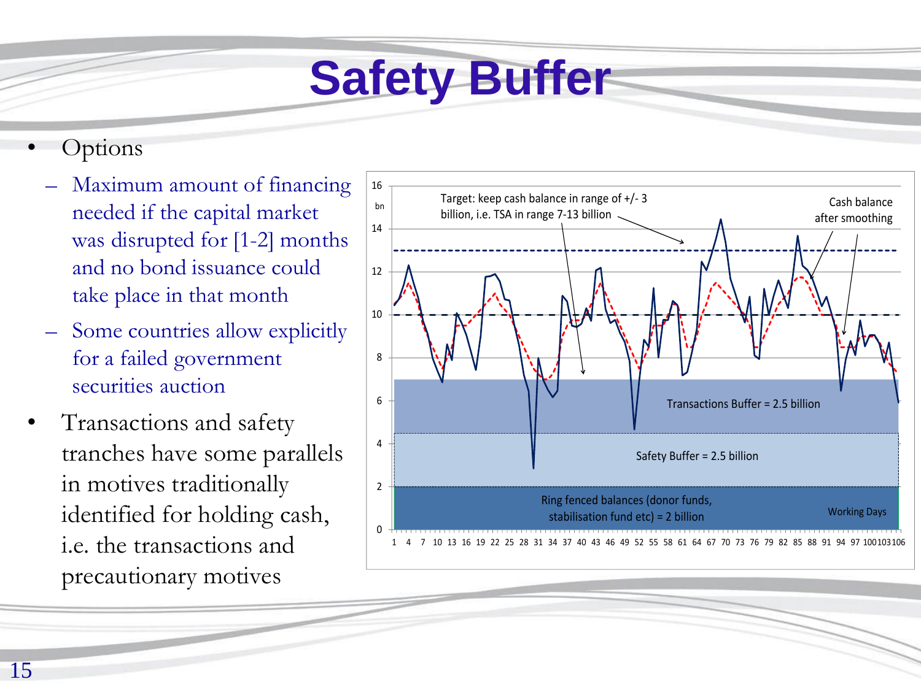# Safety Buffer

- Options
  - Maximum amount of financing needed if the capital market was disrupted for [1-2] months and no bond issuance could take place in that month
  - Some countries allow explicitly for a failed government securities auction
- Transactions and safety tranches have some parallels in motives traditionally identified for holding cash, i.e. the transactions and precautionary motives

Target: keep cash balance in range of +/- 3 billion, i.e. TSA in range 7-13 billion

Cash balance after smoothing

Transactions Buffer = 2.5 billion

Safety Buffer = 2.5 billion

Ring fenced balances (donor funds, stabilisation fund etc) = 2 billion

Working Days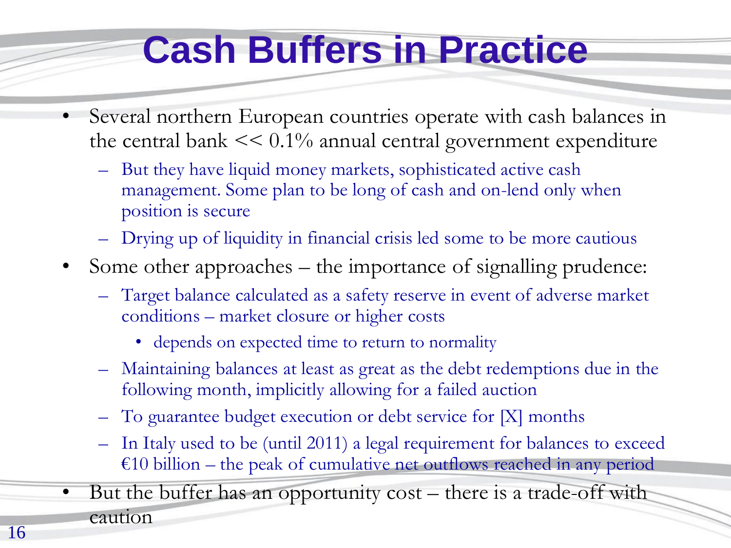# Cash Buffers in Practice

- Several northern European countries operate with cash balances in the central bank << 0.1% annual central government expenditure
  - But they have liquid money markets, sophisticated active cash management. Some plan to be long of cash and on-lend only when position is secure
  - Drying up of liquidity in financial crisis led some to be more cautious
- Some other approaches – the importance of signalling prudence:
  - Target balance calculated as a safety reserve in event of adverse market conditions – market closure or higher costs
    - depends on expected time to return to normality
  - Maintaining balances at least as great as the debt redemptions due in the following month, implicitly allowing for a failed auction
  - To guarantee budget execution or debt service for [X] months
  - In Italy used to be (until 2011) a legal requirement for balances to exceed €10 billion – the peak of cumulative net outflows reached in any period
- But the buffer has an opportunity cost – there is a trade-off with caution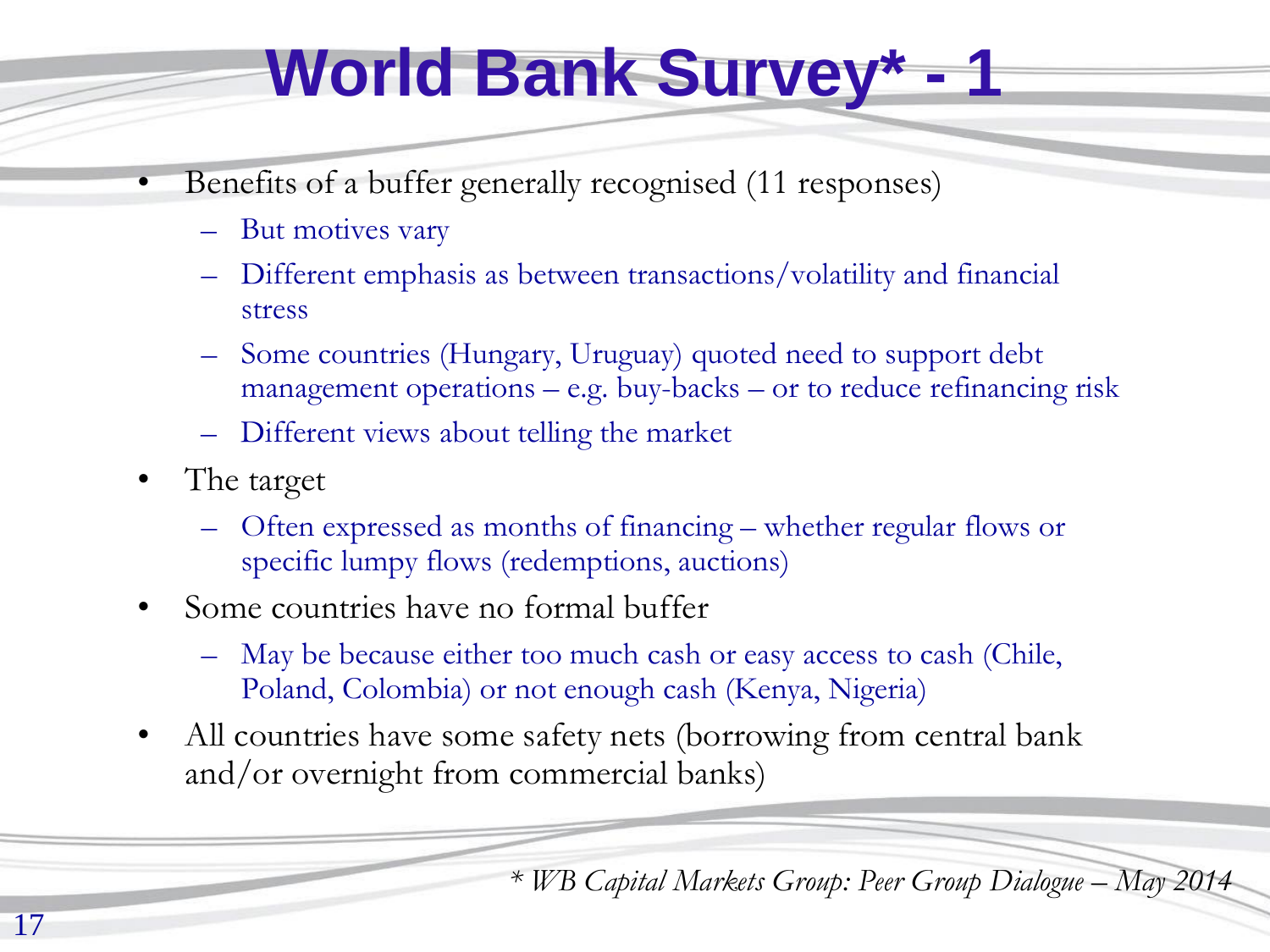# World Bank Survey* - 1

- Benefits of a buffer generally recognised (11 responses)
  - But motives vary
  - Different emphasis as between transactions/volatility and financial stress
  - Some countries (Hungary, Uruguay) quoted need to support debt management operations – e.g. buy-backs – or to reduce refinancing risk
  - Different views about telling the market
- The target
  - Often expressed as months of financing – whether regular flows or specific lumpy flows (redemptions, auctions)
- Some countries have no formal buffer
  - May be because either too much cash or easy access to cash (Chile, Poland, Colombia) or not enough cash (Kenya, Nigeria)
- All countries have some safety nets (borrowing from central bank and/or overnight from commercial banks)

*\* WB Capital Markets Group: Peer Group Dialogue – May 2014*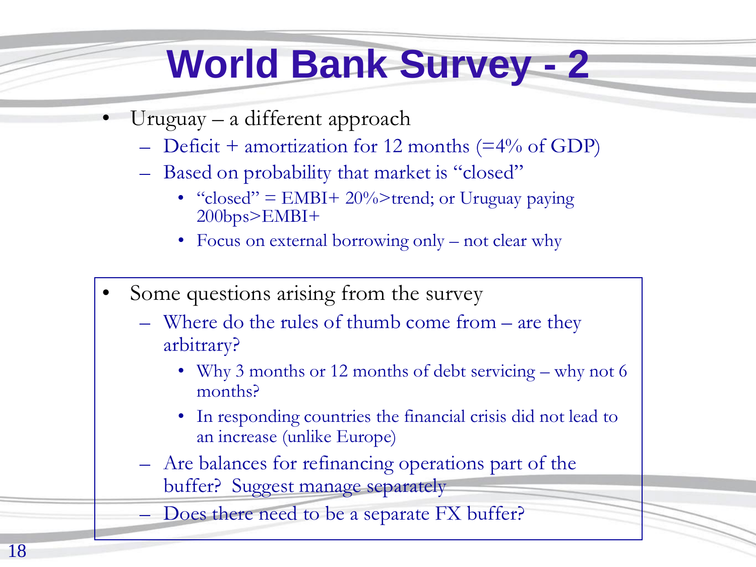# World Bank Survey - 2

- Uruguay – a different approach
  - Deficit + amortization for 12 months (=4% of GDP)
  - Based on probability that market is "closed"
    - "closed" = EMBI+ 20%>trend; or Uruguay paying 200bps>EMBI+
    - Focus on external borrowing only – not clear why

- Some questions arising from the survey
  - Where do the rules of thumb come from – are they arbitrary?
    - Why 3 months or 12 months of debt servicing – why not 6 months?
    - In responding countries the financial crisis did not lead to an increase (unlike Europe)
  - Are balances for refinancing operations part of the buffer? Suggest manage separately
  - Does there need to be a separate FX buffer?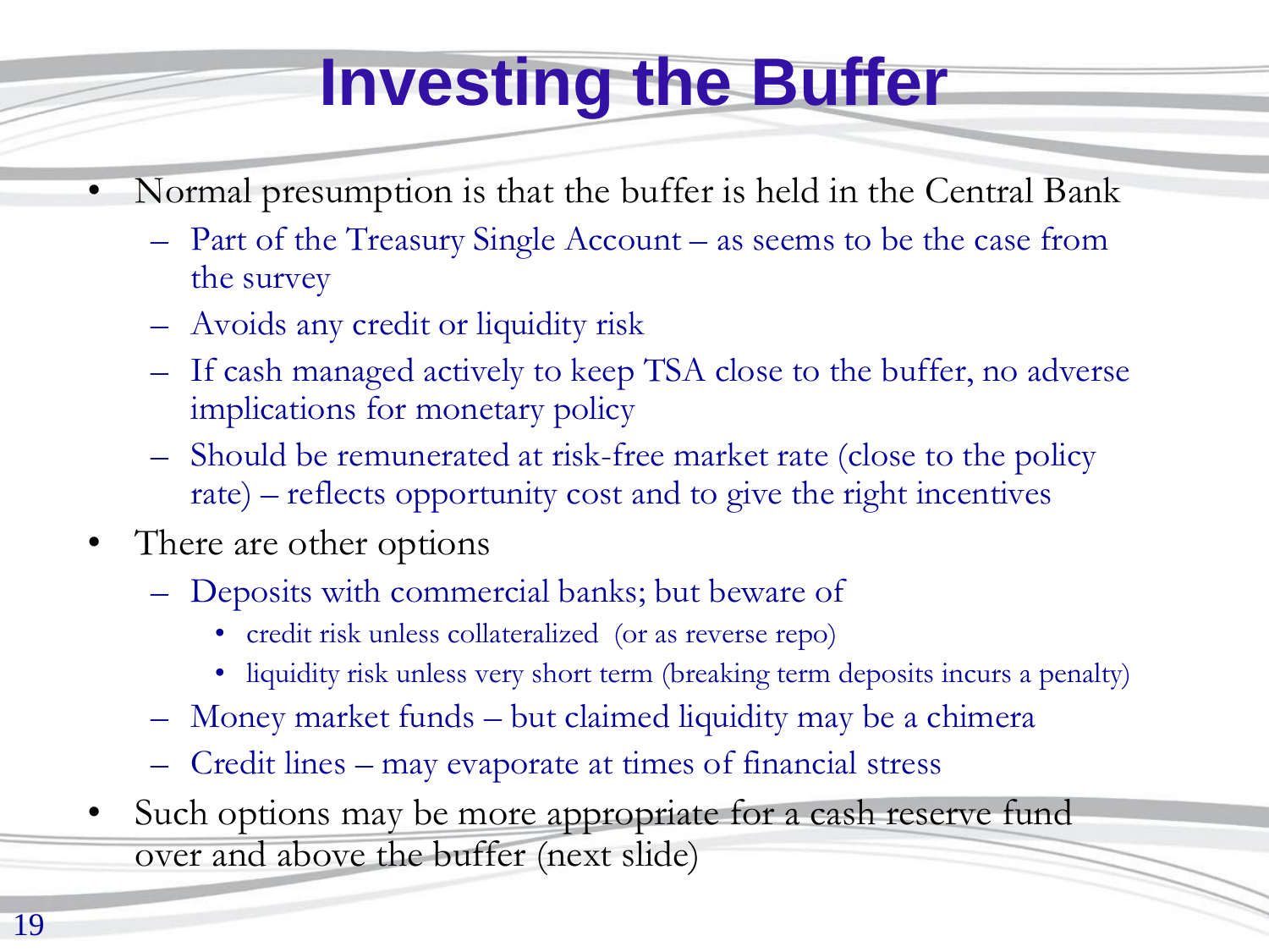# Investing the Buffer

- Normal presumption is that the buffer is held in the Central Bank
  - Part of the Treasury Single Account – as seems to be the case from the survey
  - Avoids any credit or liquidity risk
  - If cash managed actively to keep TSA close to the buffer, no adverse implications for monetary policy
  - Should be remunerated at risk-free market rate (close to the policy rate) – reflects opportunity cost and to give the right incentives
- There are other options
  - Deposits with commercial banks; but beware of
    - credit risk unless collateralized (or as reverse repo)
    - liquidity risk unless very short term (breaking term deposits incurs a penalty)
  - Money market funds – but claimed liquidity may be a chimera
  - Credit lines – may evaporate at times of financial stress
- Such options may be more appropriate for a cash reserve fund over and above the buffer (next slide)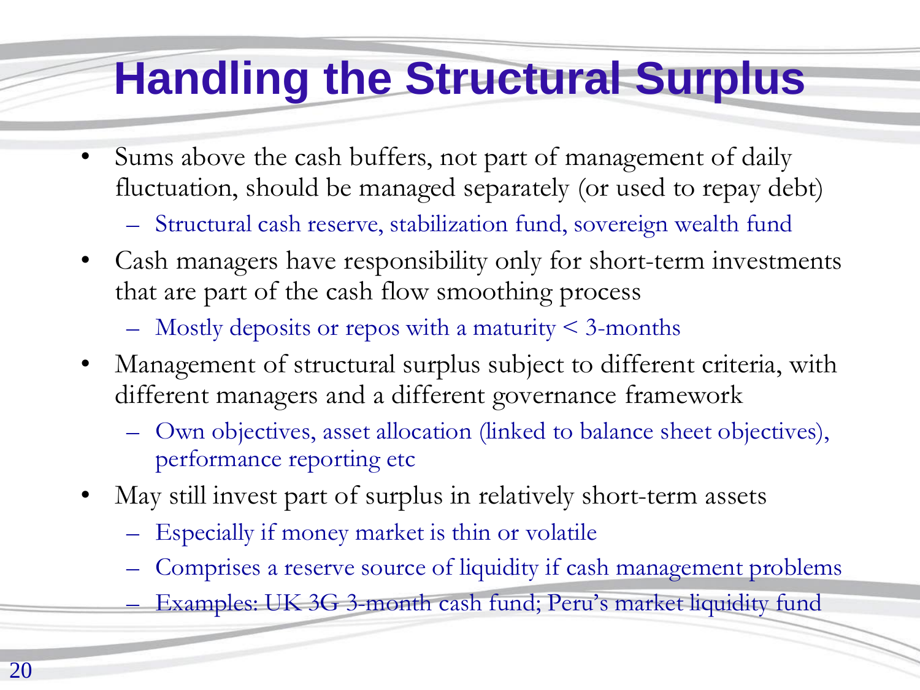# Handling the Structural Surplus

- Sums above the cash buffers, not part of management of daily fluctuation, should be managed separately (or used to repay debt)
  - Structural cash reserve, stabilization fund, sovereign wealth fund
- Cash managers have responsibility only for short-term investments that are part of the cash flow smoothing process
  - Mostly deposits or repos with a maturity < 3-months
- Management of structural surplus subject to different criteria, with different managers and a different governance framework
  - Own objectives, asset allocation (linked to balance sheet objectives), performance reporting etc
- May still invest part of surplus in relatively short-term assets
  - Especially if money market is thin or volatile
  - Comprises a reserve source of liquidity if cash management problems
  - Examples: UK 3G 3-month cash fund; Peru's market liquidity fund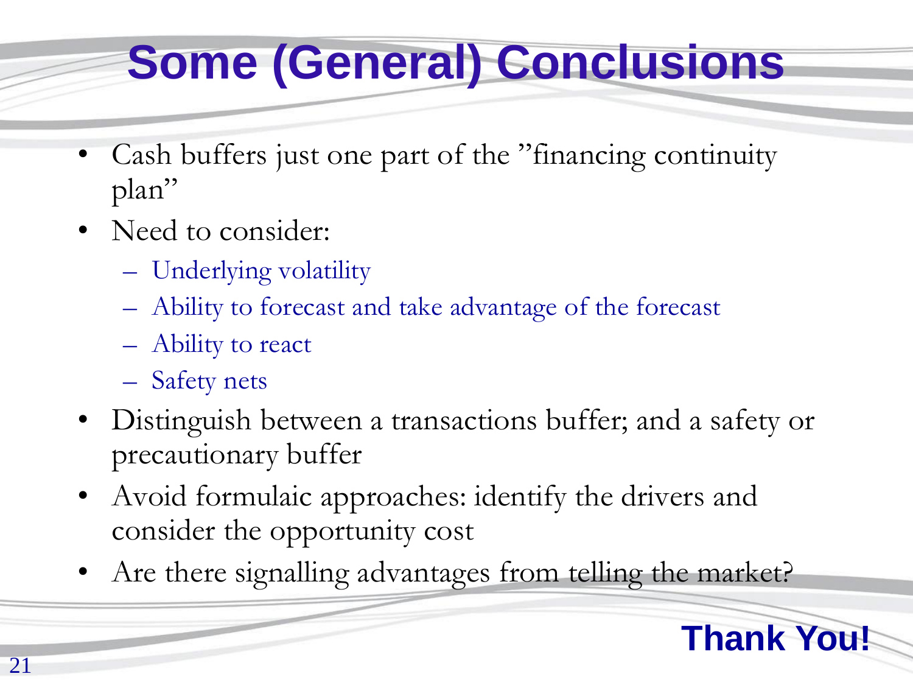# Some (General) Conclusions

- Cash buffers just one part of the ”financing continuity plan”
- Need to consider:
  - Underlying volatility
  - Ability to forecast and take advantage of the forecast
  - Ability to react
  - Safety nets
- Distinguish between a transactions buffer; and a safety or precautionary buffer
- Avoid formulaic approaches: identify the drivers and consider the opportunity cost
- Are there signalling advantages from telling the market?

**Thank You!**